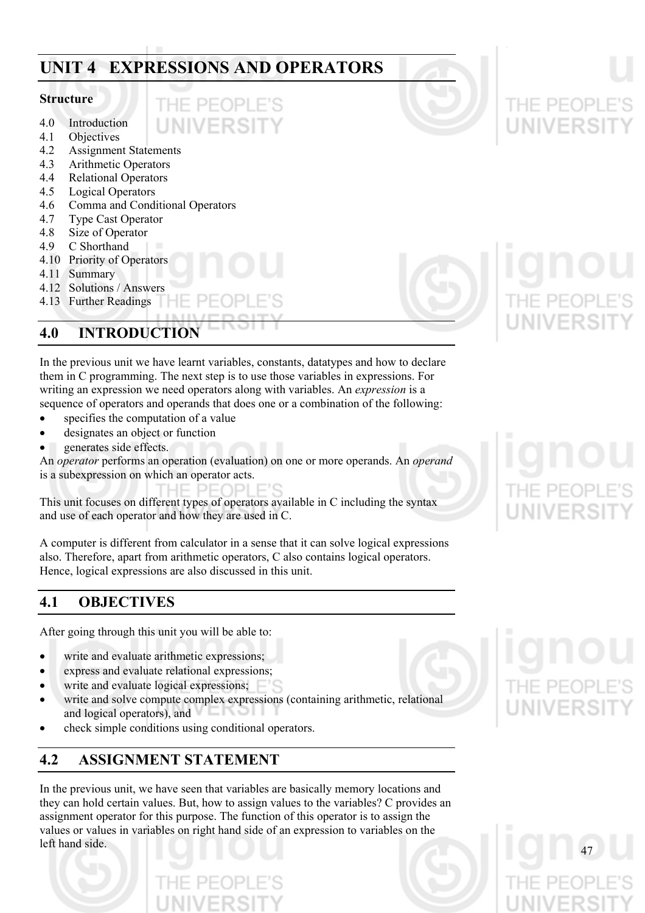# UNIT 4 EXPRESSIONS AND OPERATORS

### Structure

4.0 Introduction
4.1 Objectives
4.2 Assignment Statements
4.3 Arithmetic Operators
4.4 Relational Operators
4.5 Logical Operators
4.6 Comma and Conditional Operators
4.7 Type Cast Operator
4.8 Size of Operator
4.9 C Shorthand
4.10 Priority of Operators
4.11 Summary
4.12 Solutions / Answers
4.13 Further Readings

## 4.0 INTRODUCTION

In the previous unit we have learnt variables, constants, datatypes and how to declare them in C programming. The next step is to use those variables in expressions. For writing an expression we need operators along with variables. An *expression* is a sequence of operators and operands that does one or a combination of the following:

- specifies the computation of a value
- designates an object or function
- generates side effects.

An *operator* performs an operation (evaluation) on one or more operands. An *operand* is a subexpression on which an operator acts.

This unit focuses on different types of operators available in C including the syntax and use of each operator and how they are used in C.

A computer is different from calculator in a sense that it can solve logical expressions also. Therefore, apart from arithmetic operators, C also contains logical operators. Hence, logical expressions are also discussed in this unit.

## 4.1 OBJECTIVES

After going through this unit you will be able to:

- write and evaluate arithmetic expressions;
- express and evaluate relational expressions;
- write and evaluate logical expressions;
- write and solve compute complex expressions (containing arithmetic, relational and logical operators), and
- check simple conditions using conditional operators.

## 4.2 ASSIGNMENT STATEMENT

In the previous unit, we have seen that variables are basically memory locations and they can hold certain values. But, how to assign values to the variables? C provides an assignment operator for this purpose. The function of this operator is to assign the values or values in variables on right hand side of an expression to variables on the left hand side.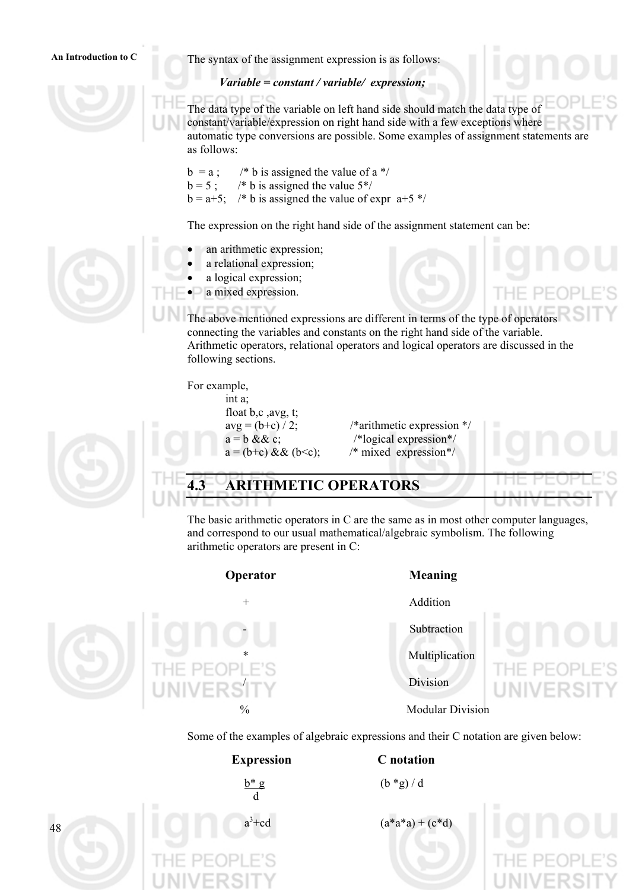The syntax of the assignment expression is as follows:

***Variable = constant / variable/ expression;***

The data type of the variable on left hand side should match the data type of constant/variable/expression on right hand side with a few exceptions where automatic type conversions are possible. Some examples of assignment statements are as follows:

```
b  = a ;       /* b is assigned the value of a */
b = 5 ;       /* b is assigned the value 5*/
b = a+5;    /* b is assigned the value of expr  a+5 */
```

The expression on the right hand side of the assignment statement can be:

- an arithmetic expression;
- a relational expression;
- a logical expression;
- a mixed expression.

The above mentioned expressions are different in terms of the type of operators connecting the variables and constants on the right hand side of the variable. Arithmetic operators, relational operators and logical operators are discussed in the following sections.

For example,

```
int a;
float b,c ,avg, t;
avg = (b+c) / 2;              /*arithmetic expression */
a = b && c;                    /*logical expression*/
a = (b+c) && (b<c);          /* mixed  expression*/
```

## 4.3 ARITHMETIC OPERATORS

The basic arithmetic operators in C are the same as in most other computer languages, and correspond to our usual mathematical/algebraic symbolism. The following arithmetic operators are present in C:

| Operator | Meaning |
|---|---|
| + | Addition |
| - | Subtraction |
| * | Multiplication |
| / | Division |
| % | Modular Division |

Some of the examples of algebraic expressions and their C notation are given below:

| Expression | C notation |
|---|---|
| $\frac{b*g}{d}$ | (b *g) / d |
| $a^3$+cd | (a*a*a) + (c*d) |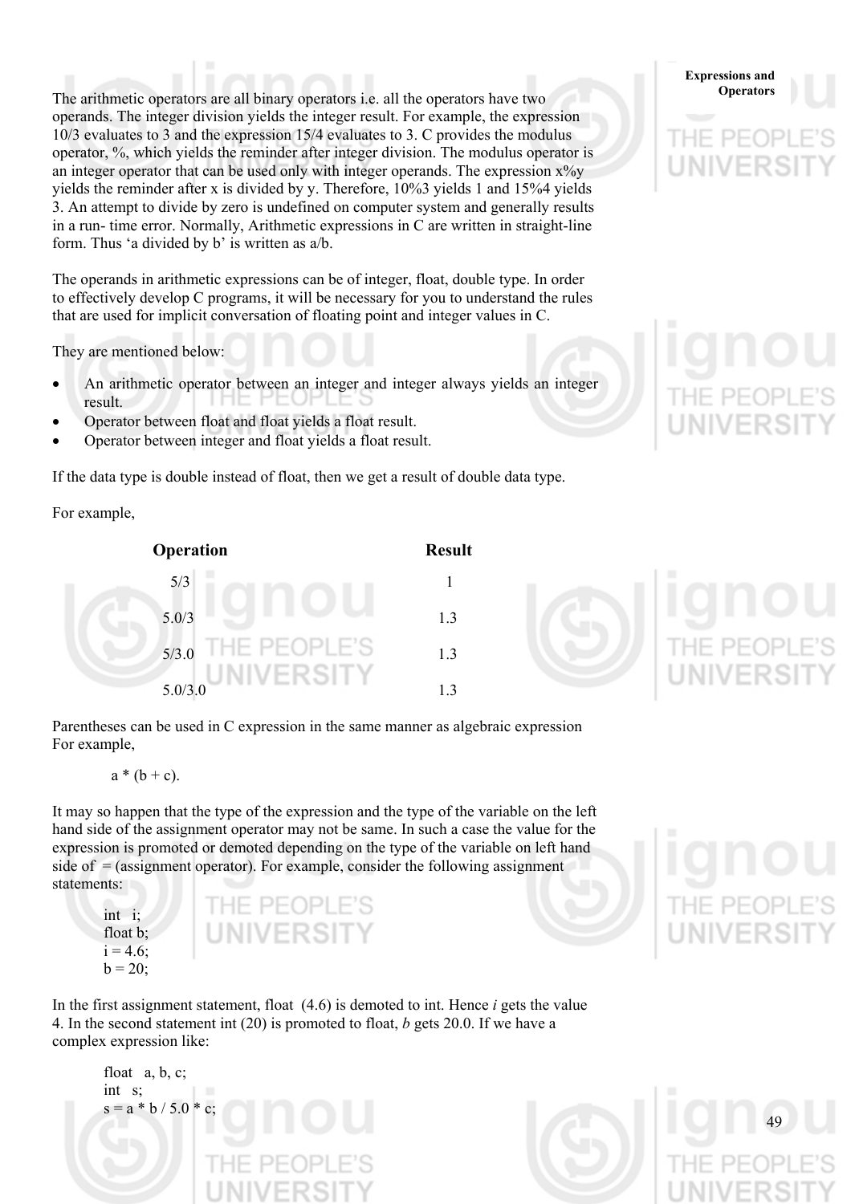The arithmetic operators are all binary operators i.e. all the operators have two operands. The integer division yields the integer result. For example, the expression 10/3 evaluates to 3 and the expression 15/4 evaluates to 3. C provides the modulus operator, %, which yields the reminder after integer division. The modulus operator is an integer operator that can be used only with integer operands. The expression x%y yields the reminder after x is divided by y. Therefore, 10%3 yields 1 and 15%4 yields 3. An attempt to divide by zero is undefined on computer system and generally results in a run- time error. Normally, Arithmetic expressions in C are written in straight-line form. Thus 'a divided by b' is written as a/b.

The operands in arithmetic expressions can be of integer, float, double type. In order to effectively develop C programs, it will be necessary for you to understand the rules that are used for implicit conversation of floating point and integer values in C.

They are mentioned below:

- An arithmetic operator between an integer and integer always yields an integer result.
- Operator between float and float yields a float result.
- Operator between integer and float yields a float result.

If the data type is double instead of float, then we get a result of double data type.

For example,

| Operation | Result |
|---|---|
| 5/3 | 1 |
| 5.0/3 | 1.3 |
| 5/3.0 | 1.3 |
| 5.0/3.0 | 1.3 |

Parentheses can be used in C expression in the same manner as algebraic expression For example,

```
a * (b + c).
```

It may so happen that the type of the expression and the type of the variable on the left hand side of the assignment operator may not be same. In such a case the value for the expression is promoted or demoted depending on the type of the variable on left hand side of = (assignment operator). For example, consider the following assignment statements:

```
int   i;
float b;
i = 4.6;
b = 20;
```

In the first assignment statement, float (4.6) is demoted to int. Hence *i* gets the value 4. In the second statement int (20) is promoted to float, *b* gets 20.0. If we have a complex expression like:

```
float   a, b, c;
int   s;
s = a * b / 5.0 * c;
```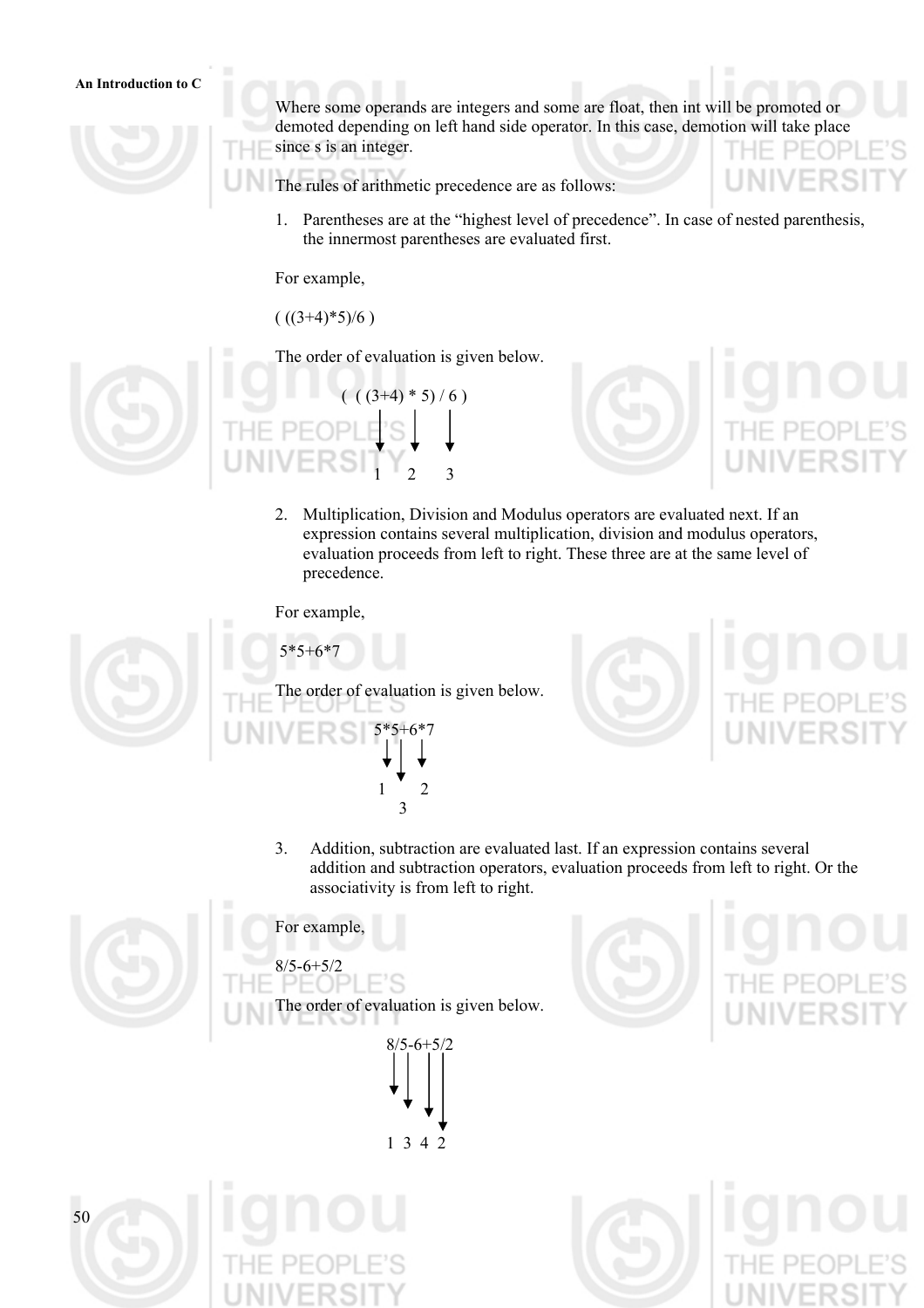Where some operands are integers and some are float, then int will be promoted or demoted depending on left hand side operator. In this case, demotion will take place since s is an integer.

The rules of arithmetic precedence are as follows:

1. Parentheses are at the "highest level of precedence". In case of nested parenthesis, the innermost parentheses are evaluated first.

For example,

( ((3+4)*5)/6 )

The order of evaluation is given below.

```
( ( (3+4) * 5) / 6 )
     ↓      ↓     ↓
     1      2     3
```

2. Multiplication, Division and Modulus operators are evaluated next. If an expression contains several multiplication, division and modulus operators, evaluation proceeds from left to right. These three are at the same level of precedence.

For example,

5*5+6*7

The order of evaluation is given below.

```
5*5+6*7
 ↓ ↓ ↓
 1   2
   3
```

3. Addition, subtraction are evaluated last. If an expression contains several addition and subtraction operators, evaluation proceeds from left to right. Or the associativity is from left to right.

For example,

8/5-6+5/2

The order of evaluation is given below.

```
8/5-6+5/2
 ↓ ↓ ↓ ↓
 1 3 4 2
```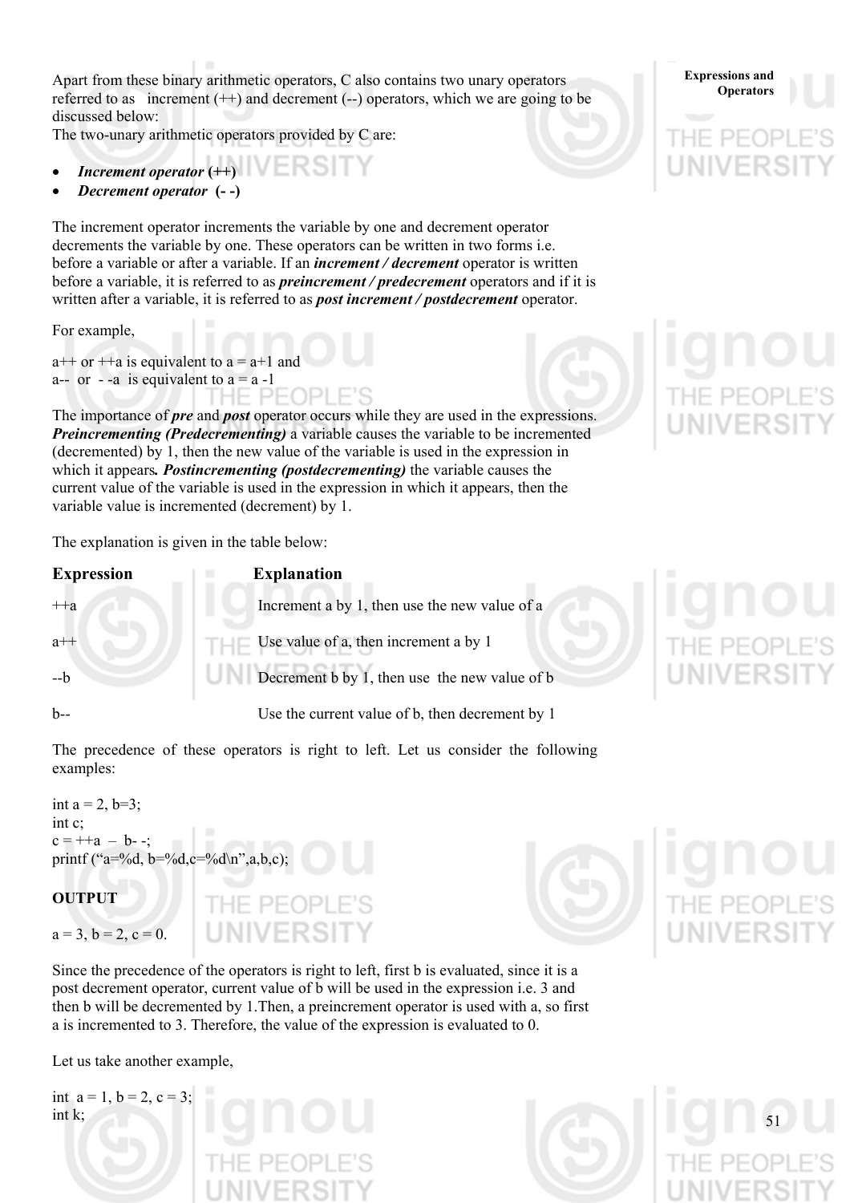Apart from these binary arithmetic operators, C also contains two unary operators referred to as increment (++) and decrement (--) operators, which we are going to be discussed below:
The two-unary arithmetic operators provided by C are:

- ***Increment operator*** **(++)**
- ***Decrement operator*** **(- -)**

The increment operator increments the variable by one and decrement operator decrements the variable by one. These operators can be written in two forms i.e. before a variable or after a variable. If an ***increment / decrement*** operator is written before a variable, it is referred to as ***preincrement / predecrement*** operators and if it is written after a variable, it is referred to as ***post increment / postdecrement*** operator.

For example,

a++ or ++a is equivalent to a = a+1 and
a-- or - -a is equivalent to a = a -1

The importance of ***pre*** and ***post*** operator occurs while they are used in the expressions. ***Preincrementing (Predecrementing)*** a variable causes the variable to be incremented (decremented) by 1, then the new value of the variable is used in the expression in which it appears***.*** ***Postincrementing (postdecrementing)*** the variable causes the current value of the variable is used in the expression in which it appears, then the variable value is incremented (decrement) by 1.

The explanation is given in the table below:

| **Expression** | **Explanation** |
|---|---|
| ++a | Increment a by 1, then use the new value of a |
| a++ | Use value of a, then increment a by 1 |
| --b | Decrement b by 1, then use the new value of b |
| b-- | Use the current value of b, then decrement by 1 |

The precedence of these operators is right to left. Let us consider the following examples:

```
int a = 2, b=3;
int c;
c = ++a – b- -;
printf ("a=%d, b=%d,c=%d\n",a,b,c);
```

**OUTPUT**

a = 3, b = 2, c = 0.

Since the precedence of the operators is right to left, first b is evaluated, since it is a post decrement operator, current value of b will be used in the expression i.e. 3 and then b will be decremented by 1.Then, a preincrement operator is used with a, so first a is incremented to 3. Therefore, the value of the expression is evaluated to 0.

Let us take another example,

```
int a = 1, b = 2, c = 3;
int k;
```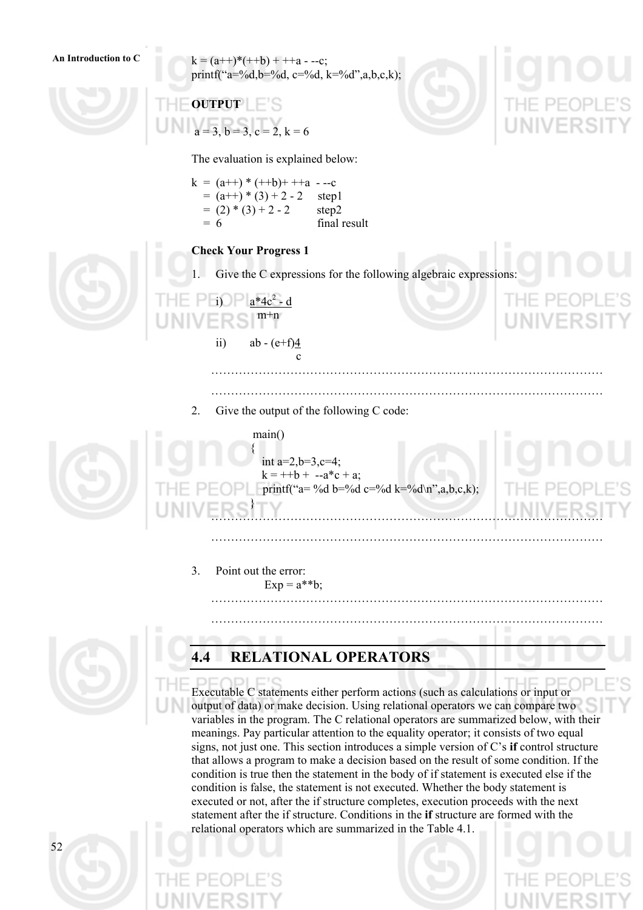```
k = (a++)*(++b) + ++a - --c;
printf("a=%d,b=%d, c=%d, k=%d",a,b,c,k);
```

**OUTPUT**

a = 3, b = 3, c = 2, k = 6

The evaluation is explained below:

```
k  =  (a++) * (++b)+ ++a  - --c
   =  (a++) * (3) + 2 - 2     step1
   =  (2) * (3) + 2 - 2       step2
   =  6                       final result
```

**Check Your Progress 1**

1. Give the C expressions for the following algebraic expressions:

   i) $\frac{a*4c^2 - d}{m+n}$

   ii) $ab - (e+f)\frac{4}{c}$

   ……………………………………………………………………………………

   ……………………………………………………………………………………

2. Give the output of the following C code:

```
main()
{
   int a=2,b=3,c=4;
   k = ++b +  --a*c + a;
   printf("a= %d b=%d c=%d k=%d\n",a,b,c,k);
}
```

   ……………………………………………………………………………………

   ……………………………………………………………………………………

3. Point out the error:

   Exp = a**b;

   ……………………………………………………………………………………

   ……………………………………………………………………………………

## 4.4 RELATIONAL OPERATORS

Executable C statements either perform actions (such as calculations or input or output of data) or make decision. Using relational operators we can compare two variables in the program. The C relational operators are summarized below, with their meanings. Pay particular attention to the equality operator; it consists of two equal signs, not just one. This section introduces a simple version of C's **if** control structure that allows a program to make a decision based on the result of some condition. If the condition is true then the statement in the body of if statement is executed else if the condition is false, the statement is not executed. Whether the body statement is executed or not, after the if structure completes, execution proceeds with the next statement after the if structure. Conditions in the **if** structure are formed with the relational operators which are summarized in the Table 4.1.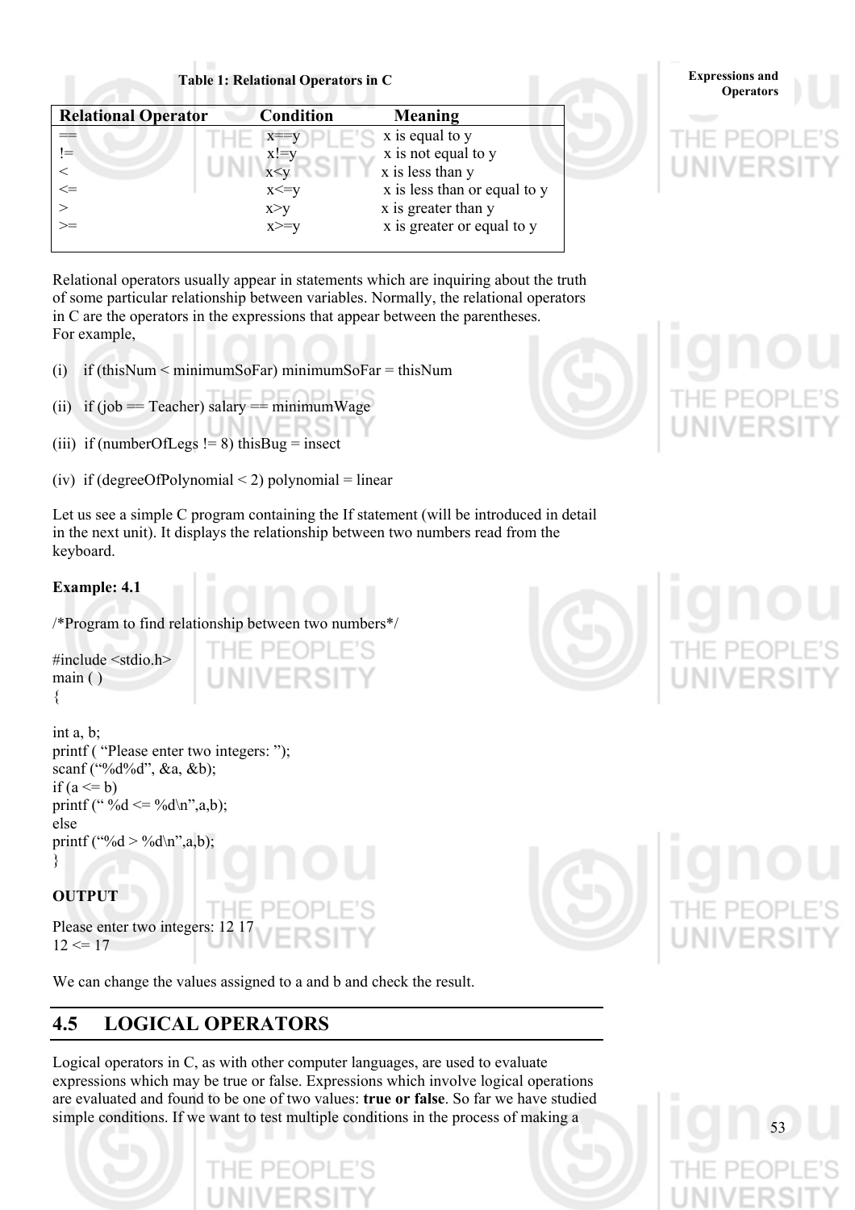**Table 1: Relational Operators in C**

| Relational Operator | Condition | Meaning |
|---|---|---|
| == | x==y | x is equal to y |
| != | x!=y | x is not equal to y |
| < | x<y | x is less than y |
| <= | x<=y | x is less than or equal to y |
| > | x>y | x is greater than y |
| >= | x>=y | x is greater or equal to y |

Relational operators usually appear in statements which are inquiring about the truth of some particular relationship between variables. Normally, the relational operators in C are the operators in the expressions that appear between the parentheses. For example,

(i) if (thisNum < minimumSoFar) minimumSoFar = thisNum

(ii) if (job == Teacher) salary == minimumWage

(iii) if (numberOfLegs != 8) thisBug = insect

(iv) if (degreeOfPolynomial < 2) polynomial = linear

Let us see a simple C program containing the If statement (will be introduced in detail in the next unit). It displays the relationship between two numbers read from the keyboard.

**Example: 4.1**

```
/*Program to find relationship between two numbers*/

#include <stdio.h>
main ( )
{

int a, b;
printf ( "Please enter two integers: ");
scanf ("%d%d", &a, &b);
if (a <= b)
printf (" %d <= %d\n",a,b);
else
printf ("%d > %d\n",a,b);
}
```

**OUTPUT**

```
Please enter two integers: 12 17
12 <= 17
```

We can change the values assigned to a and b and check the result.

## 4.5 LOGICAL OPERATORS

Logical operators in C, as with other computer languages, are used to evaluate expressions which may be true or false. Expressions which involve logical operations are evaluated and found to be one of two values: **true or false**. So far we have studied simple conditions. If we want to test multiple conditions in the process of making a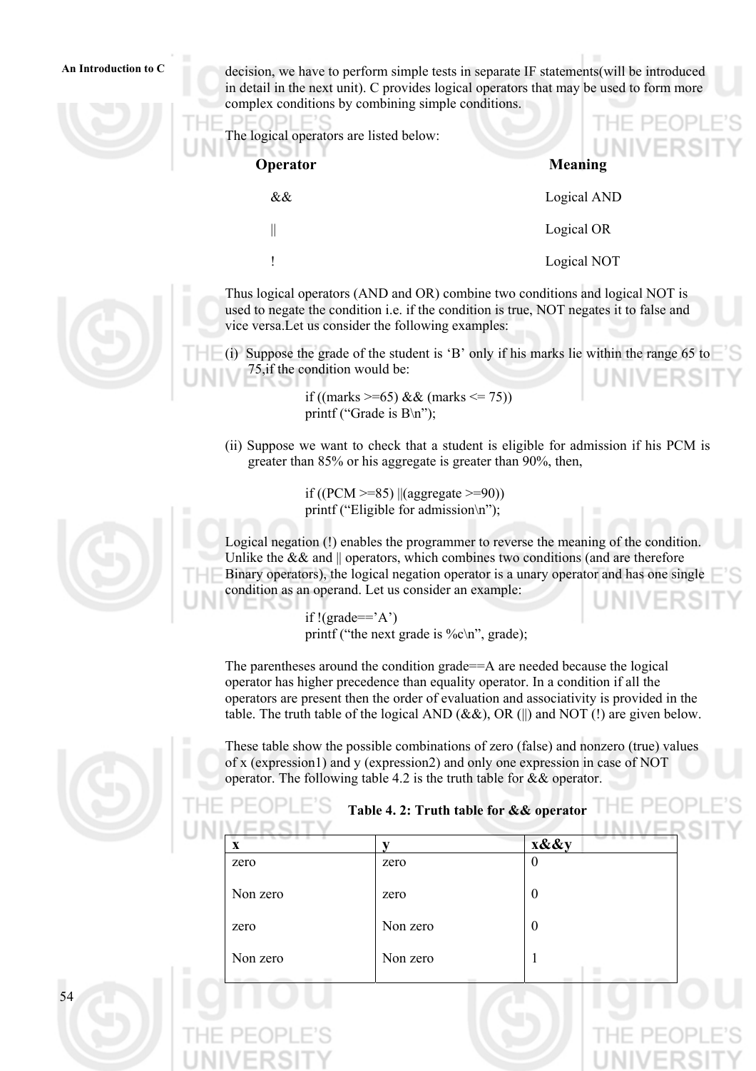decision, we have to perform simple tests in separate IF statements(will be introduced in detail in the next unit). C provides logical operators that may be used to form more complex conditions by combining simple conditions.

The logical operators are listed below:

| Operator | Meaning |
|---|---|
| && | Logical AND |
| \|\| | Logical OR |
| ! | Logical NOT |

Thus logical operators (AND and OR) combine two conditions and logical NOT is used to negate the condition i.e. if the condition is true, NOT negates it to false and vice versa.Let us consider the following examples:

(i) Suppose the grade of the student is 'B' only if his marks lie within the range 65 to 75,if the condition would be:

```
if ((marks >=65) && (marks <= 75))
printf ("Grade is B\n");
```

(ii) Suppose we want to check that a student is eligible for admission if his PCM is greater than 85% or his aggregate is greater than 90%, then,

```
if ((PCM >=85) ||(aggregate >=90))
printf ("Eligible for admission\n");
```

Logical negation (!) enables the programmer to reverse the meaning of the condition. Unlike the && and || operators, which combines two conditions (and are therefore Binary operators), the logical negation operator is a unary operator and has one single condition as an operand. Let us consider an example:

```
if !(grade=='A')
printf ("the next grade is %c\n", grade);
```

The parentheses around the condition grade==A are needed because the logical operator has higher precedence than equality operator. In a condition if all the operators are present then the order of evaluation and associativity is provided in the table. The truth table of the logical AND (&&), OR (||) and NOT (!) are given below.

These table show the possible combinations of zero (false) and nonzero (true) values of x (expression1) and y (expression2) and only one expression in case of NOT operator. The following table 4.2 is the truth table for && operator.

**Table 4. 2: Truth table for && operator**

| x | y | x&&y |
|---|---|---|
| zero | zero | 0 |
| Non zero | zero | 0 |
| zero | Non zero | 0 |
| Non zero | Non zero | 1 |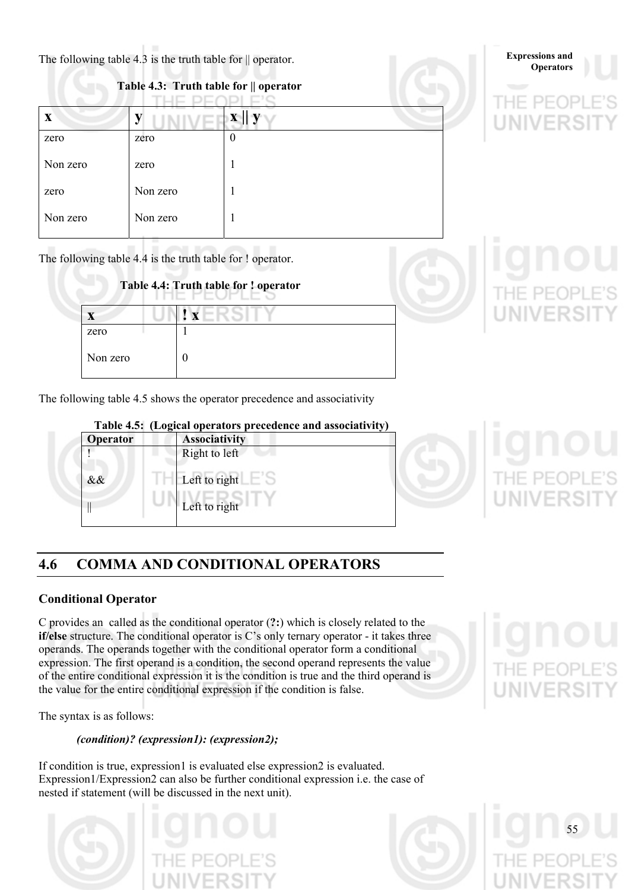The following table 4.3 is the truth table for || operator.

**Table 4.3: Truth table for || operator**

| x | y | x \|\| y |
|---|---|---|
| zero | zero | 0 |
| Non zero | zero | 1 |
| zero | Non zero | 1 |
| Non zero | Non zero | 1 |

The following table 4.4 is the truth table for ! operator.

**Table 4.4: Truth table for ! operator**

| x | ! x |
|---|---|
| zero | 1 |
| Non zero | 0 |

The following table 4.5 shows the operator precedence and associativity

**Table 4.5: (Logical operators precedence and associativity)**

| Operator | Associativity |
|---|---|
| ! | Right to left |
| && | Left to right |
| \|\| | Left to right |

## 4.6 COMMA AND CONDITIONAL OPERATORS

### Conditional Operator

C provides an called as the conditional operator (**?:**) which is closely related to the **if/else** structure. The conditional operator is C's only ternary operator - it takes three operands. The operands together with the conditional operator form a conditional expression. The first operand is a condition, the second operand represents the value of the entire conditional expression it is the condition is true and the third operand is the value for the entire conditional expression if the condition is false.

The syntax is as follows:

***(condition)? (expression1): (expression2);***

If condition is true, expression1 is evaluated else expression2 is evaluated. Expression1/Expression2 can also be further conditional expression i.e. the case of nested if statement (will be discussed in the next unit).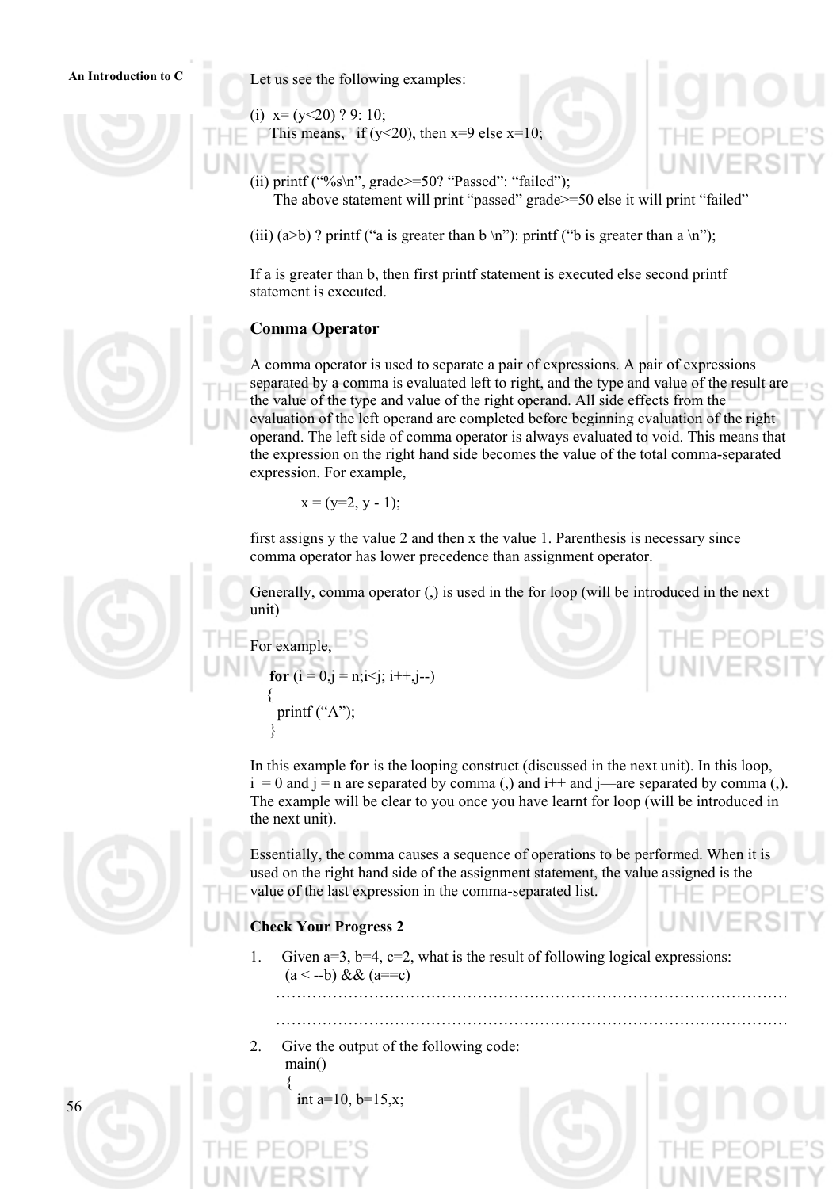Let us see the following examples:

(i) x= (y<20) ? 9: 10;
This means, if (y<20), then x=9 else x=10;

(ii) printf ("%s\n", grade>=50? "Passed": "failed");
The above statement will print "passed" grade>=50 else it will print "failed"

(iii) (a>b) ? printf ("a is greater than b \n"): printf ("b is greater than a \n");

If a is greater than b, then first printf statement is executed else second printf statement is executed.

### Comma Operator

A comma operator is used to separate a pair of expressions. A pair of expressions separated by a comma is evaluated left to right, and the type and value of the result are the value of the type and value of the right operand. All side effects from the evaluation of the left operand are completed before beginning evaluation of the right operand. The left side of comma operator is always evaluated to void. This means that the expression on the right hand side becomes the value of the total comma-separated expression. For example,

```
x = (y=2, y - 1);
```

first assigns y the value 2 and then x the value 1. Parenthesis is necessary since comma operator has lower precedence than assignment operator.

Generally, comma operator (,) is used in the for loop (will be introduced in the next unit)

For example,

```
for (i = 0,j = n;i<j; i++,j--)
{
  printf ("A");
}
```

In this example **for** is the looping construct (discussed in the next unit). In this loop, i = 0 and j = n are separated by comma (,) and i++ and j—are separated by comma (,). The example will be clear to you once you have learnt for loop (will be introduced in the next unit).

Essentially, the comma causes a sequence of operations to be performed. When it is used on the right hand side of the assignment statement, the value assigned is the value of the last expression in the comma-separated list.

**Check Your Progress 2**

1. Given a=3, b=4, c=2, what is the result of following logical expressions:
   (a < --b) && (a==c)

   ……………………………………………………………………………………

   ……………………………………………………………………………………

2. Give the output of the following code:

```
main()
{
  int a=10, b=15,x;
```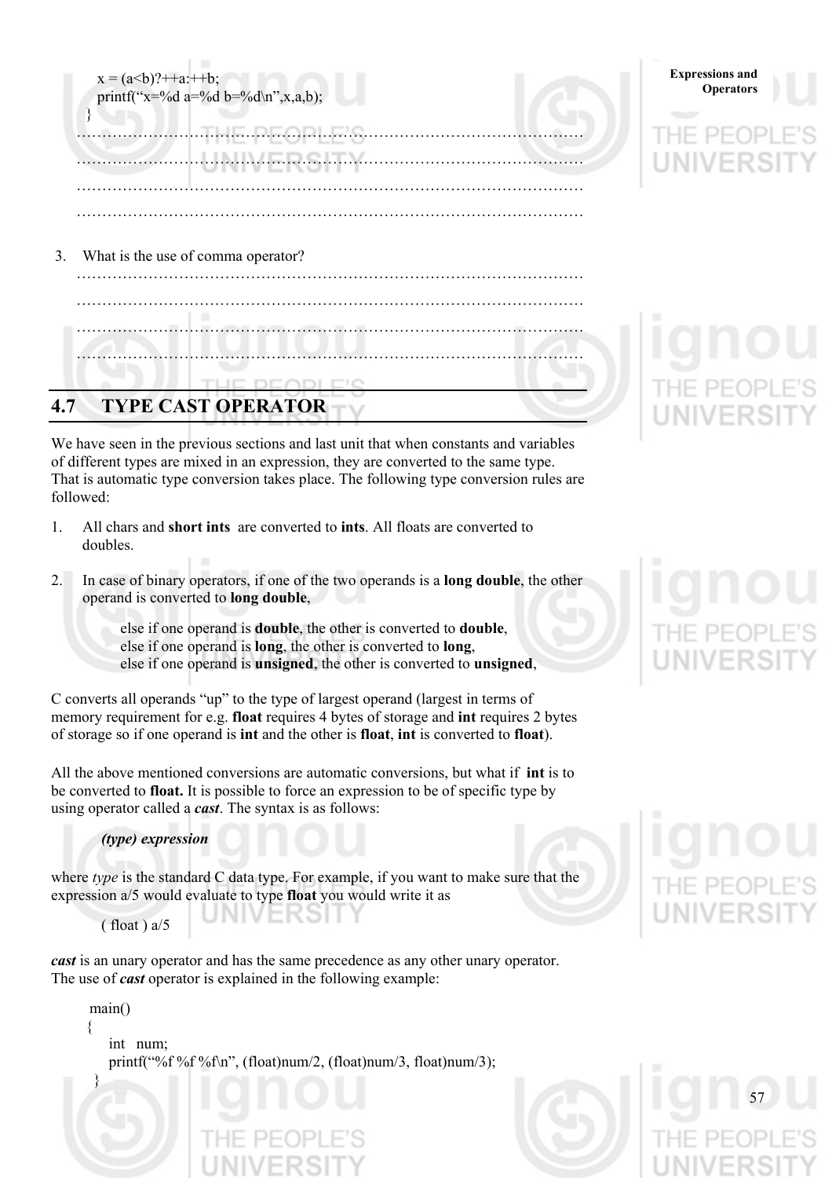```
    x = (a<b)?++a:++b;
    printf("x=%d a=%d b=%d\n",x,a,b);
}
```

…………………………………………………………………………………………

…………………………………………………………………………………………

…………………………………………………………………………………………

…………………………………………………………………………………………

3. What is the use of comma operator?

…………………………………………………………………………………………

…………………………………………………………………………………………

…………………………………………………………………………………………

…………………………………………………………………………………………

## 4.7 TYPE CAST OPERATOR

We have seen in the previous sections and last unit that when constants and variables of different types are mixed in an expression, they are converted to the same type. That is automatic type conversion takes place. The following type conversion rules are followed:

1. All chars and **short ints** are converted to **ints**. All floats are converted to doubles.

2. In case of binary operators, if one of the two operands is a **long double**, the other operand is converted to **long double**,

   else if one operand is **double**, the other is converted to **double**,
   else if one operand is **long**, the other is converted to **long**,
   else if one operand is **unsigned**, the other is converted to **unsigned**,

C converts all operands "up" to the type of largest operand (largest in terms of memory requirement for e.g. **float** requires 4 bytes of storage and **int** requires 2 bytes of storage so if one operand is **int** and the other is **float**, **int** is converted to **float**).

All the above mentioned conversions are automatic conversions, but what if **int** is to be converted to **float.** It is possible to force an expression to be of specific type by using operator called a ***cast***. The syntax is as follows:

***(type) expression***

where *type* is the standard C data type. For example, if you want to make sure that the expression a/5 would evaluate to type **float** you would write it as

( float ) a/5

***cast*** is an unary operator and has the same precedence as any other unary operator. The use of ***cast*** operator is explained in the following example:

```
main()
{
    int num;
    printf("%f %f %f\n", (float)num/2, (float)num/3, float)num/3);
}
```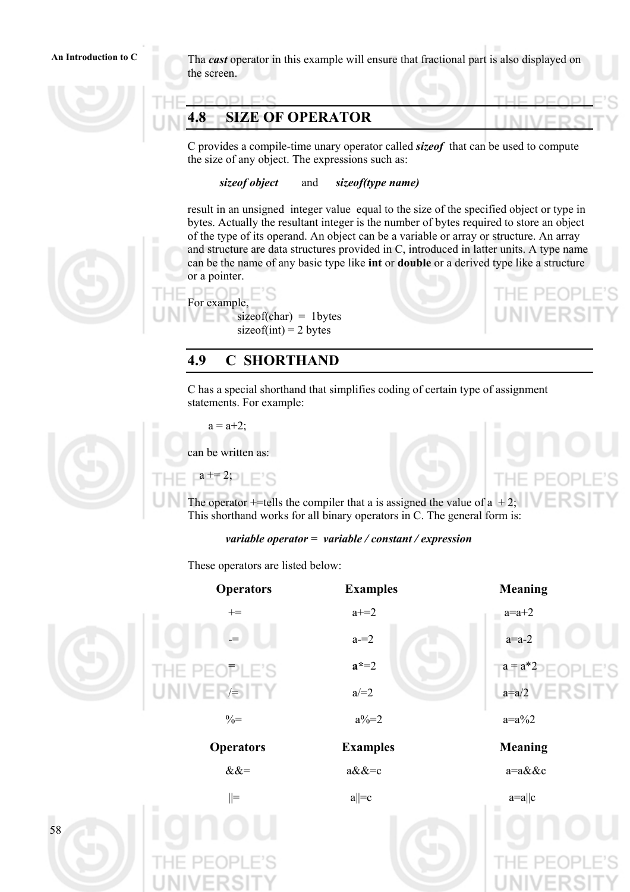Tha ***cast*** operator in this example will ensure that fractional part is also displayed on the screen.

## 4.8 SIZE OF OPERATOR

C provides a compile-time unary operator called ***sizeof*** that can be used to compute the size of any object. The expressions such as:

***sizeof object*** and ***sizeof(type name)***

result in an unsigned integer value equal to the size of the specified object or type in bytes. Actually the resultant integer is the number of bytes required to store an object of the type of its operand. An object can be a variable or array or structure. An array and structure are data structures provided in C, introduced in latter units. A type name can be the name of any basic type like **int** or **double** or a derived type like a structure or a pointer.

For example,

sizeof(char) = 1bytes
sizeof(int) = 2 bytes

## 4.9 C SHORTHAND

C has a special shorthand that simplifies coding of certain type of assignment statements. For example:

```
a = a+2;
```

can be written as:

```
a += 2;
```

The operator +=tells the compiler that a is assigned the value of a + 2;
This shorthand works for all binary operators in C. The general form is:

***variable operator = variable / constant / expression***

These operators are listed below:

| Operators | Examples | Meaning |
|---|---|---|
| += | a+=2 | a=a+2 |
| -= | a-=2 | a=a-2 |
| = | **a***=2 | a = a*2 |
| /= | a/=2 | a=a/2 |
| %= | a%=2 | a=a%2 |

| Operators | Examples | Meaning |
|---|---|---|
| &&= | a&&=c | a=a&&c |
| \|\|= | a\|\|=c | a=a\|\|c |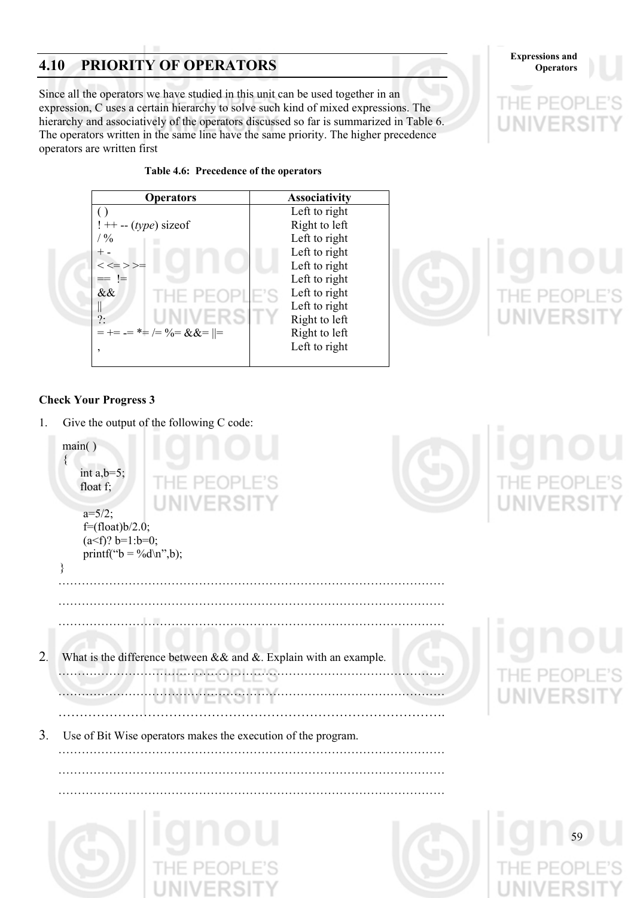## 4.10 PRIORITY OF OPERATORS

Since all the operators we have studied in this unit can be used together in an expression, C uses a certain hierarchy to solve such kind of mixed expressions. The hierarchy and associatively of the operators discussed so far is summarized in Table 6. The operators written in the same line have the same priority. The higher precedence operators are written first

**Table 4.6: Precedence of the operators**

| Operators | Associativity |
|---|---|
| ( ) | Left to right |
| ! ++ -- (*type*) sizeof | Right to left |
| / % | Left to right |
| + - | Left to right |
| < <= > >= | Left to right |
| == != | Left to right |
| && | Left to right |
| \|\| | Left to right |
| ?: | Right to left |
| = += -= *= /= %= &&= \|\|= | Right to left |
| , | Left to right |

**Check Your Progress 3**

1. Give the output of the following C code:

```
main( )
{
    int a,b=5;
    float f;

     a=5/2;
     f=(float)b/2.0;
     (a<f)? b=1:b=0;
     printf("b = %d\n",b);
}
```

…………………………………………………………………………………………

…………………………………………………………………………………………

…………………………………………………………………………………………

2. What is the difference between && and &. Explain with an example.

…………………………………………………………………………………………

…………………………………………………………………………………………

…………………………………………………………………………………………

3. Use of Bit Wise operators makes the execution of the program.

…………………………………………………………………………………………

…………………………………………………………………………………………

…………………………………………………………………………………………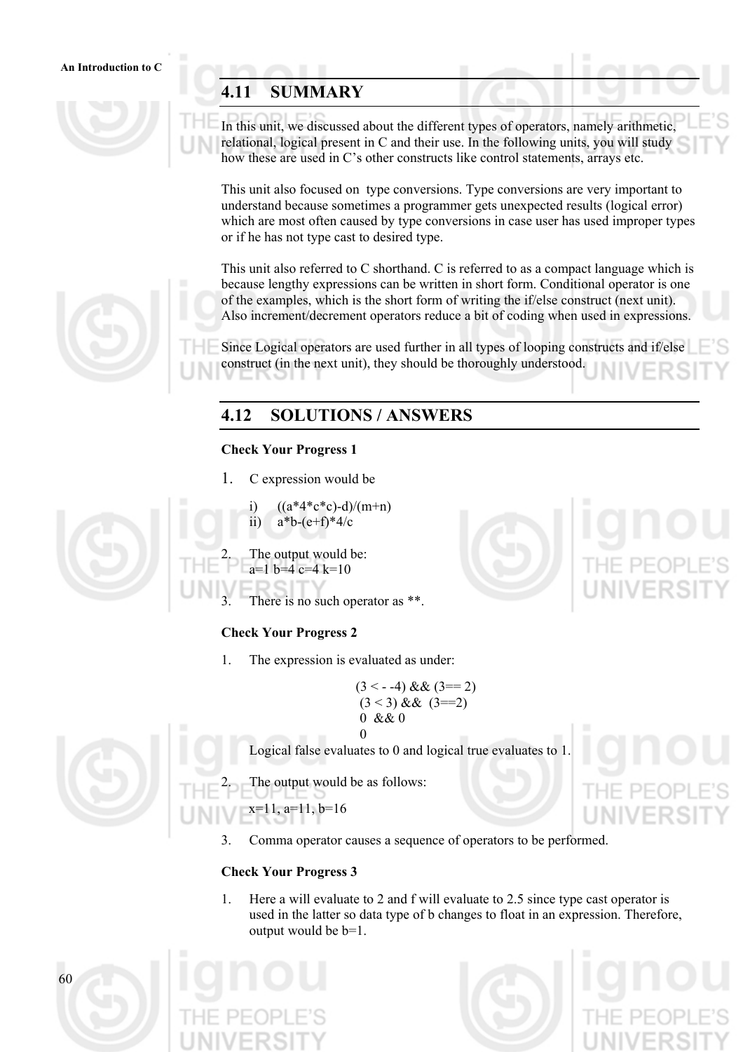## 4.11 SUMMARY

In this unit, we discussed about the different types of operators, namely arithmetic, relational, logical present in C and their use. In the following units, you will study how these are used in C's other constructs like control statements, arrays etc.

This unit also focused on type conversions. Type conversions are very important to understand because sometimes a programmer gets unexpected results (logical error) which are most often caused by type conversions in case user has used improper types or if he has not type cast to desired type.

This unit also referred to C shorthand. C is referred to as a compact language which is because lengthy expressions can be written in short form. Conditional operator is one of the examples, which is the short form of writing the if/else construct (next unit). Also increment/decrement operators reduce a bit of coding when used in expressions.

Since Logical operators are used further in all types of looping constructs and if/else construct (in the next unit), they should be thoroughly understood.

## 4.12 SOLUTIONS / ANSWERS

**Check Your Progress 1**

1. C expression would be

   i) ((a*4*c*c)-d)/(m+n)
   ii) a*b-(e+f)*4/c

2. The output would be:
   a=1 b=4 c=4 k=10

3. There is no such operator as **.

**Check Your Progress 2**

1. The expression is evaluated as under:

   ```
   (3 < - -4) && (3== 2)
    (3 < 3) &&  (3==2)
    0  && 0
    0
   ```

   Logical false evaluates to 0 and logical true evaluates to 1.

2. The output would be as follows:

   x=11, a=11, b=16

3. Comma operator causes a sequence of operators to be performed.

**Check Your Progress 3**

1. Here a will evaluate to 2 and f will evaluate to 2.5 since type cast operator is used in the latter so data type of b changes to float in an expression. Therefore, output would be b=1.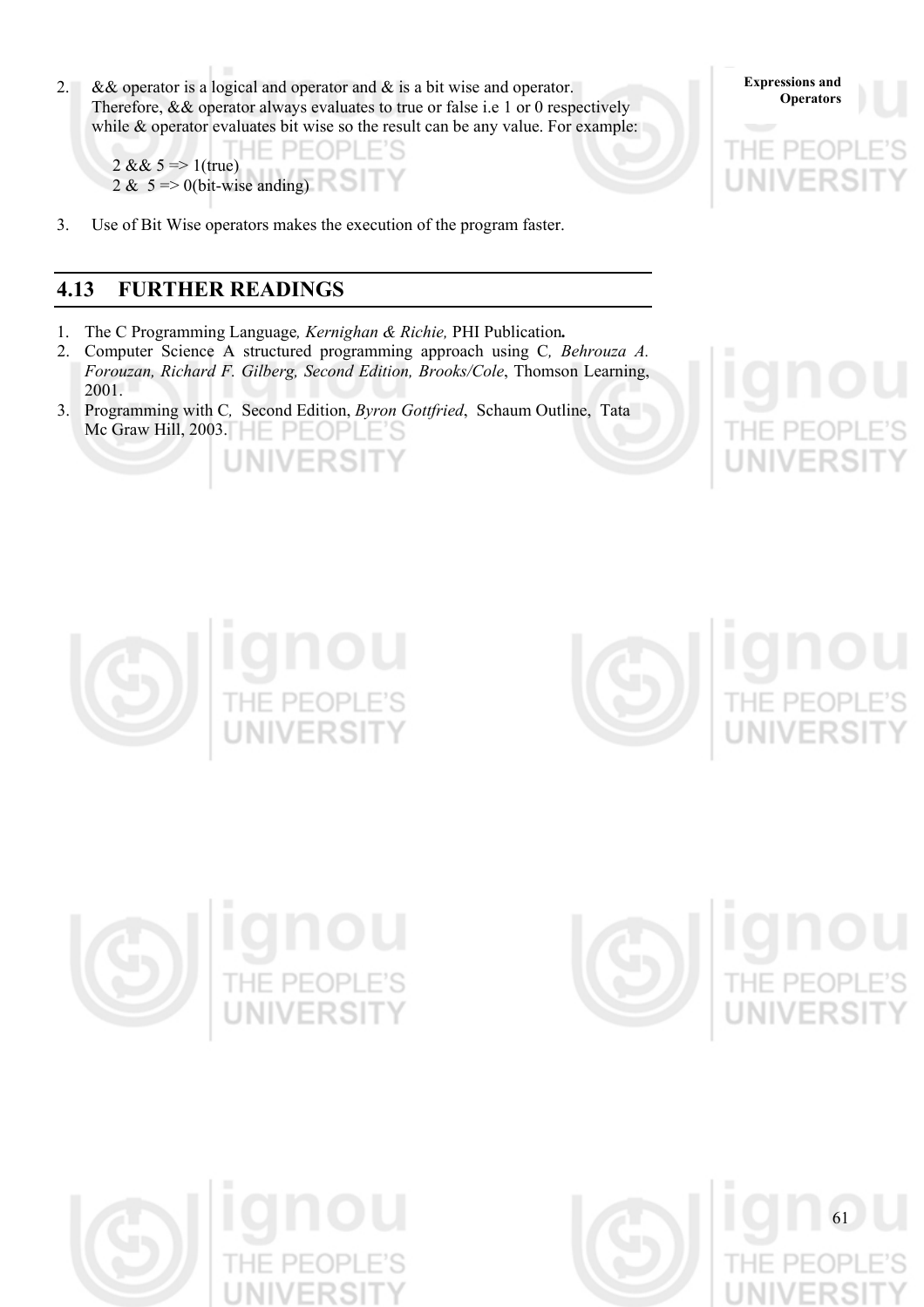2. && operator is a logical and operator and & is a bit wise and operator. Therefore, && operator always evaluates to true or false i.e 1 or 0 respectively while & operator evaluates bit wise so the result can be any value. For example:

   2 && 5 => 1(true)
   2 &  5 => 0(bit-wise anding)

3. Use of Bit Wise operators makes the execution of the program faster.

## 4.13 FURTHER READINGS

1. The C Programming Language*, Kernighan & Richie,* PHI Publication**.**
2. Computer Science A structured programming approach using C*, Behrouza A. Forouzan, Richard F. Gilberg, Second Edition, Brooks/Cole*, Thomson Learning, 2001.
3. Programming with C*,* Second Edition, *Byron Gottfried*, Schaum Outline, Tata Mc Graw Hill, 2003.